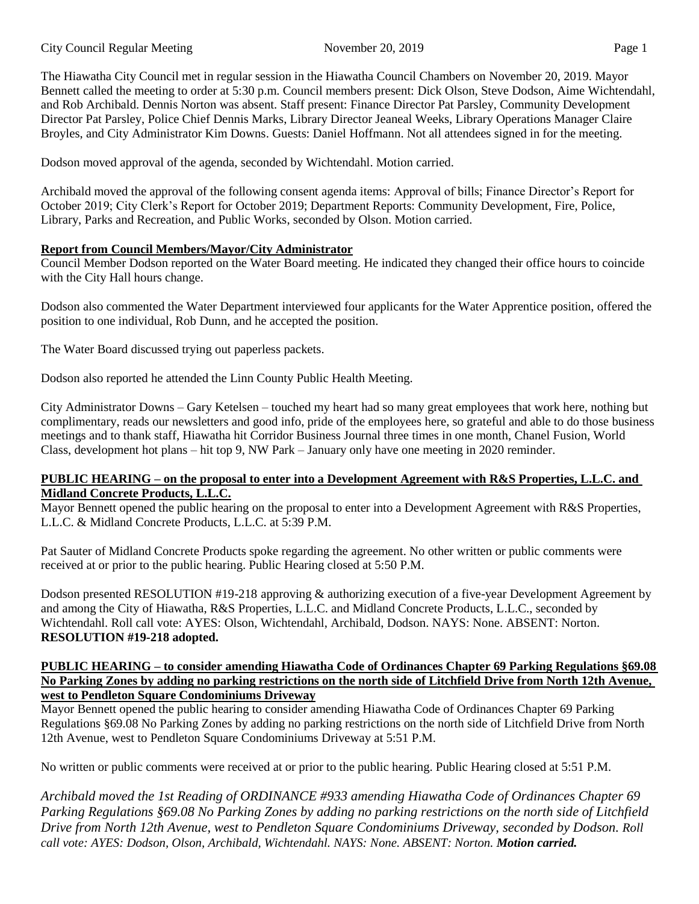The Hiawatha City Council met in regular session in the Hiawatha Council Chambers on November 20, 2019. Mayor Bennett called the meeting to order at 5:30 p.m. Council members present: Dick Olson, Steve Dodson, Aime Wichtendahl, and Rob Archibald. Dennis Norton was absent. Staff present: Finance Director Pat Parsley, Community Development Director Pat Parsley, Police Chief Dennis Marks, Library Director Jeaneal Weeks, Library Operations Manager Claire Broyles, and City Administrator Kim Downs. Guests: Daniel Hoffmann. Not all attendees signed in for the meeting.

Dodson moved approval of the agenda, seconded by Wichtendahl. Motion carried.

Archibald moved the approval of the following consent agenda items: Approval of bills; Finance Director's Report for October 2019; City Clerk's Report for October 2019; Department Reports: Community Development, Fire, Police, Library, Parks and Recreation, and Public Works, seconded by Olson. Motion carried.

**Report from Council Members/Mayor/City Administrator**

Council Member Dodson reported on the Water Board meeting. He indicated they changed their office hours to coincide with the City Hall hours change.

Dodson also commented the Water Department interviewed four applicants for the Water Apprentice position, offered the position to one individual, Rob Dunn, and he accepted the position.

The Water Board discussed trying out paperless packets.

Dodson also reported he attended the Linn County Public Health Meeting.

City Administrator Downs – Gary Ketelsen – touched my heart had so many great employees that work here, nothing but complimentary, reads our newsletters and good info, pride of the employees here, so grateful and able to do those business meetings and to thank staff, Hiawatha hit Corridor Business Journal three times in one month, Chanel Fusion, World Class, development hot plans – hit top 9, NW Park – January only have one meeting in 2020 reminder.

**PUBLIC HEARING – on the proposal to enter into a Development Agreement with R&S Properties, L.L.C. and Midland Concrete Products, L.L.C.**

Mayor Bennett opened the public hearing on the proposal to enter into a Development Agreement with R&S Properties, L.L.C. & Midland Concrete Products, L.L.C. at 5:39 P.M.

Pat Sauter of Midland Concrete Products spoke regarding the agreement. No other written or public comments were received at or prior to the public hearing. Public Hearing closed at 5:50 P.M.

Dodson presented RESOLUTION #19-218 approving & authorizing execution of a five-year Development Agreement by and among the City of Hiawatha, R&S Properties, L.L.C. and Midland Concrete Products, L.L.C., seconded by Wichtendahl. Roll call vote: AYES: Olson, Wichtendahl, Archibald, Dodson. NAYS: None. ABSENT: Norton. **RESOLUTION #19-218 adopted.**

**PUBLIC HEARING – to consider amending Hiawatha Code of Ordinances Chapter 69 Parking Regulations §69.08 No Parking Zones by adding no parking restrictions on the north side of Litchfield Drive from North 12th Avenue, west to Pendleton Square Condominiums Driveway**

Mayor Bennett opened the public hearing to consider amending Hiawatha Code of Ordinances Chapter 69 Parking Regulations §69.08 No Parking Zones by adding no parking restrictions on the north side of Litchfield Drive from North 12th Avenue, west to Pendleton Square Condominiums Driveway at 5:51 P.M.

No written or public comments were received at or prior to the public hearing. Public Hearing closed at 5:51 P.M.

*Archibald moved the 1st Reading of ORDINANCE #933 amending Hiawatha Code of Ordinances Chapter 69 Parking Regulations §69.08 No Parking Zones by adding no parking restrictions on the north side of Litchfield Drive from North 12th Avenue, west to Pendleton Square Condominiums Driveway, seconded by Dodson. Roll call vote: AYES: Dodson, Olson, Archibald, Wichtendahl. NAYS: None. ABSENT: Norton.* ***Motion carried.***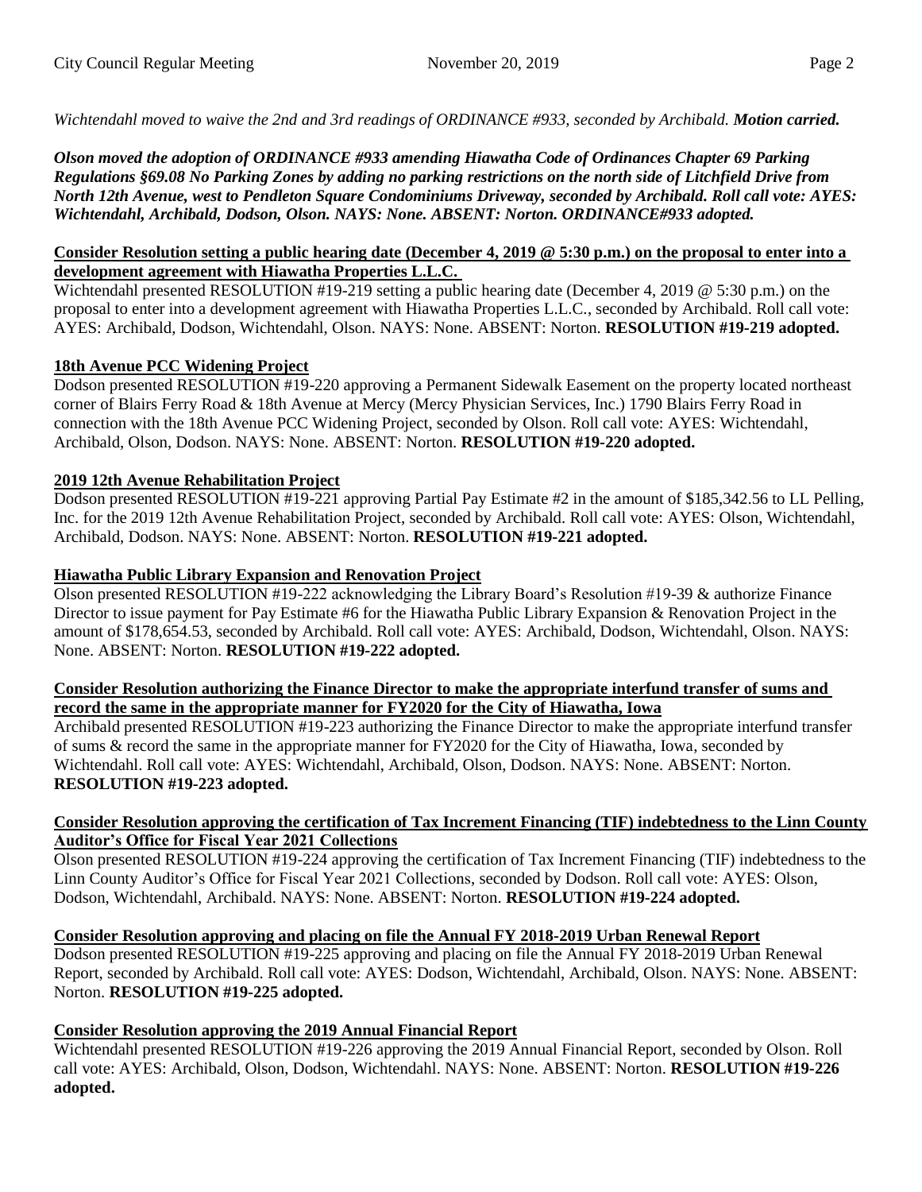*Wichtendahl moved to waive the 2nd and 3rd readings of ORDINANCE #933, seconded by Archibald.* ***Motion carried.***

***Olson moved the adoption of ORDINANCE #933 amending Hiawatha Code of Ordinances Chapter 69 Parking Regulations §69.08 No Parking Zones by adding no parking restrictions on the north side of Litchfield Drive from North 12th Avenue, west to Pendleton Square Condominiums Driveway, seconded by Archibald. Roll call vote: AYES: Wichtendahl, Archibald, Dodson, Olson. NAYS: None. ABSENT: Norton. ORDINANCE#933 adopted.***

**Consider Resolution setting a public hearing date (December 4, 2019 @ 5:30 p.m.) on the proposal to enter into a development agreement with Hiawatha Properties L.L.C.**

Wichtendahl presented RESOLUTION #19-219 setting a public hearing date (December 4, 2019 @ 5:30 p.m.) on the proposal to enter into a development agreement with Hiawatha Properties L.L.C., seconded by Archibald. Roll call vote: AYES: Archibald, Dodson, Wichtendahl, Olson. NAYS: None. ABSENT: Norton. **RESOLUTION #19-219 adopted.**

**18th Avenue PCC Widening Project**

Dodson presented RESOLUTION #19-220 approving a Permanent Sidewalk Easement on the property located northeast corner of Blairs Ferry Road & 18th Avenue at Mercy (Mercy Physician Services, Inc.) 1790 Blairs Ferry Road in connection with the 18th Avenue PCC Widening Project, seconded by Olson. Roll call vote: AYES: Wichtendahl, Archibald, Olson, Dodson. NAYS: None. ABSENT: Norton. **RESOLUTION #19-220 adopted.**

**2019 12th Avenue Rehabilitation Project**

Dodson presented RESOLUTION #19-221 approving Partial Pay Estimate #2 in the amount of $185,342.56 to LL Pelling, Inc. for the 2019 12th Avenue Rehabilitation Project, seconded by Archibald. Roll call vote: AYES: Olson, Wichtendahl, Archibald, Dodson. NAYS: None. ABSENT: Norton. **RESOLUTION #19-221 adopted.**

**Hiawatha Public Library Expansion and Renovation Project**

Olson presented RESOLUTION #19-222 acknowledging the Library Board's Resolution #19-39 & authorize Finance Director to issue payment for Pay Estimate #6 for the Hiawatha Public Library Expansion & Renovation Project in the amount of $178,654.53, seconded by Archibald. Roll call vote: AYES: Archibald, Dodson, Wichtendahl, Olson. NAYS: None. ABSENT: Norton. **RESOLUTION #19-222 adopted.**

**Consider Resolution authorizing the Finance Director to make the appropriate interfund transfer of sums and record the same in the appropriate manner for FY2020 for the City of Hiawatha, Iowa**

Archibald presented RESOLUTION #19-223 authorizing the Finance Director to make the appropriate interfund transfer of sums & record the same in the appropriate manner for FY2020 for the City of Hiawatha, Iowa, seconded by Wichtendahl. Roll call vote: AYES: Wichtendahl, Archibald, Olson, Dodson. NAYS: None. ABSENT: Norton. **RESOLUTION #19-223 adopted.**

**Consider Resolution approving the certification of Tax Increment Financing (TIF) indebtedness to the Linn County Auditor's Office for Fiscal Year 2021 Collections**

Olson presented RESOLUTION #19-224 approving the certification of Tax Increment Financing (TIF) indebtedness to the Linn County Auditor's Office for Fiscal Year 2021 Collections, seconded by Dodson. Roll call vote: AYES: Olson, Dodson, Wichtendahl, Archibald. NAYS: None. ABSENT: Norton. **RESOLUTION #19-224 adopted.**

**Consider Resolution approving and placing on file the Annual FY 2018-2019 Urban Renewal Report**

Dodson presented RESOLUTION #19-225 approving and placing on file the Annual FY 2018-2019 Urban Renewal Report, seconded by Archibald. Roll call vote: AYES: Dodson, Wichtendahl, Archibald, Olson. NAYS: None. ABSENT: Norton. **RESOLUTION #19-225 adopted.**

**Consider Resolution approving the 2019 Annual Financial Report**

Wichtendahl presented RESOLUTION #19-226 approving the 2019 Annual Financial Report, seconded by Olson. Roll call vote: AYES: Archibald, Olson, Dodson, Wichtendahl. NAYS: None. ABSENT: Norton. **RESOLUTION #19-226 adopted.**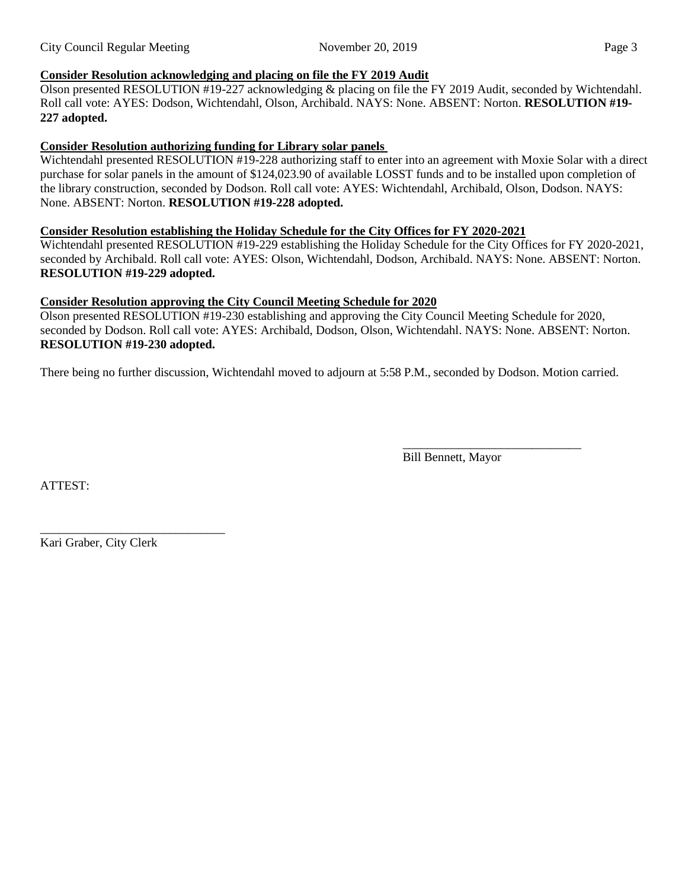**Consider Resolution acknowledging and placing on file the FY 2019 Audit**

Olson presented RESOLUTION #19-227 acknowledging & placing on file the FY 2019 Audit, seconded by Wichtendahl. Roll call vote: AYES: Dodson, Wichtendahl, Olson, Archibald. NAYS: None. ABSENT: Norton. **RESOLUTION #19-227 adopted.**

**Consider Resolution authorizing funding for Library solar panels**

Wichtendahl presented RESOLUTION #19-228 authorizing staff to enter into an agreement with Moxie Solar with a direct purchase for solar panels in the amount of $124,023.90 of available LOSST funds and to be installed upon completion of the library construction, seconded by Dodson. Roll call vote: AYES: Wichtendahl, Archibald, Olson, Dodson. NAYS: None. ABSENT: Norton. **RESOLUTION #19-228 adopted.**

**Consider Resolution establishing the Holiday Schedule for the City Offices for FY 2020-2021**

Wichtendahl presented RESOLUTION #19-229 establishing the Holiday Schedule for the City Offices for FY 2020-2021, seconded by Archibald. Roll call vote: AYES: Olson, Wichtendahl, Dodson, Archibald. NAYS: None. ABSENT: Norton. **RESOLUTION #19-229 adopted.**

**Consider Resolution approving the City Council Meeting Schedule for 2020**

Olson presented RESOLUTION #19-230 establishing and approving the City Council Meeting Schedule for 2020, seconded by Dodson. Roll call vote: AYES: Archibald, Dodson, Olson, Wichtendahl. NAYS: None. ABSENT: Norton. **RESOLUTION #19-230 adopted.**

There being no further discussion, Wichtendahl moved to adjourn at 5:58 P.M., seconded by Dodson. Motion carried.

\_\_\_\_\_\_\_\_\_\_\_\_\_\_\_\_\_\_\_\_\_\_\_\_\_\_\_\_\_\_
Bill Bennett, Mayor

ATTEST:

\_\_\_\_\_\_\_\_\_\_\_\_\_\_\_\_\_\_\_\_\_\_\_\_\_\_\_\_\_\_
Kari Graber, City Clerk